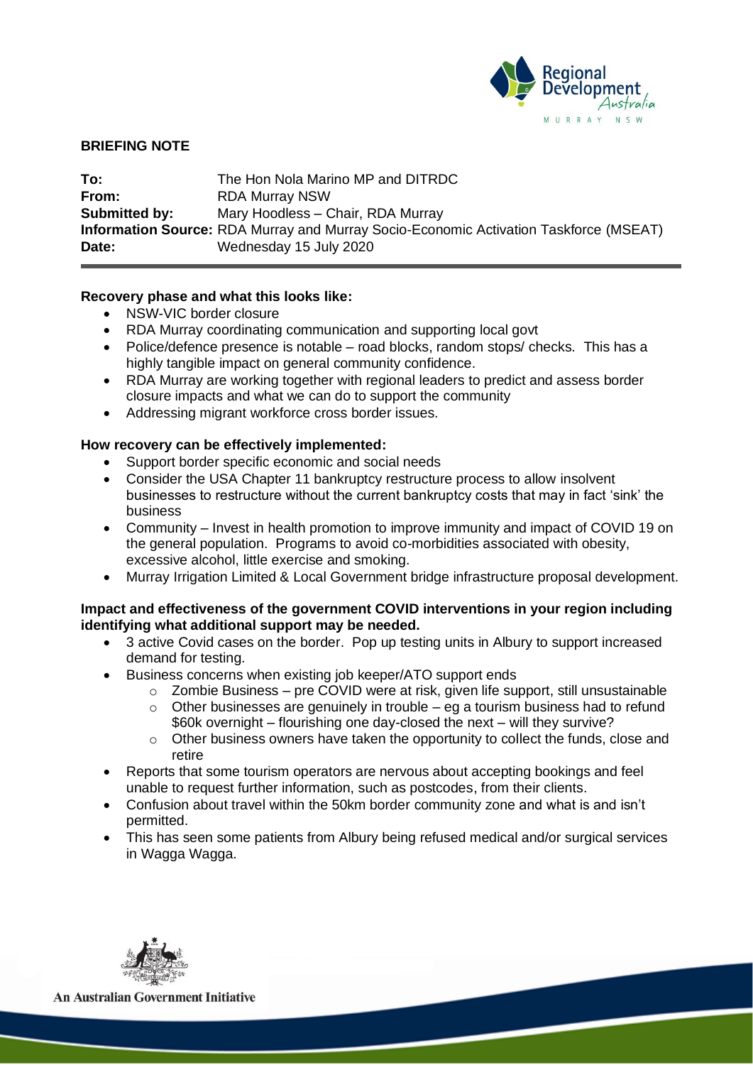## BRIEFING NOTE

**To:** The Hon Nola Marino MP and DITRDC
**From:** RDA Murray NSW
**Submitted by:** Mary Hoodless – Chair, RDA Murray
**Information Source:** RDA Murray and Murray Socio-Economic Activation Taskforce (MSEAT)
**Date:** Wednesday 15 July 2020

---

**Recovery phase and what this looks like:**

- NSW-VIC border closure
- RDA Murray coordinating communication and supporting local govt
- Police/defence presence is notable – road blocks, random stops/ checks. This has a highly tangible impact on general community confidence.
- RDA Murray are working together with regional leaders to predict and assess border closure impacts and what we can do to support the community
- Addressing migrant workforce cross border issues.

**How recovery can be effectively implemented:**

- Support border specific economic and social needs
- Consider the USA Chapter 11 bankruptcy restructure process to allow insolvent businesses to restructure without the current bankruptcy costs that may in fact 'sink' the business
- Community – Invest in health promotion to improve immunity and impact of COVID 19 on the general population. Programs to avoid co-morbidities associated with obesity, excessive alcohol, little exercise and smoking.
- Murray Irrigation Limited & Local Government bridge infrastructure proposal development.

**Impact and effectiveness of the government COVID interventions in your region including identifying what additional support may be needed.**

- 3 active Covid cases on the border. Pop up testing units in Albury to support increased demand for testing.
- Business concerns when existing job keeper/ATO support ends
  - Zombie Business – pre COVID were at risk, given life support, still unsustainable
  - Other businesses are genuinely in trouble – eg a tourism business had to refund $60k overnight – flourishing one day-closed the next – will they survive?
  - Other business owners have taken the opportunity to collect the funds, close and retire
- Reports that some tourism operators are nervous about accepting bookings and feel unable to request further information, such as postcodes, from their clients.
- Confusion about travel within the 50km border community zone and what is and isn't permitted.
- This has seen some patients from Albury being refused medical and/or surgical services in Wagga Wagga.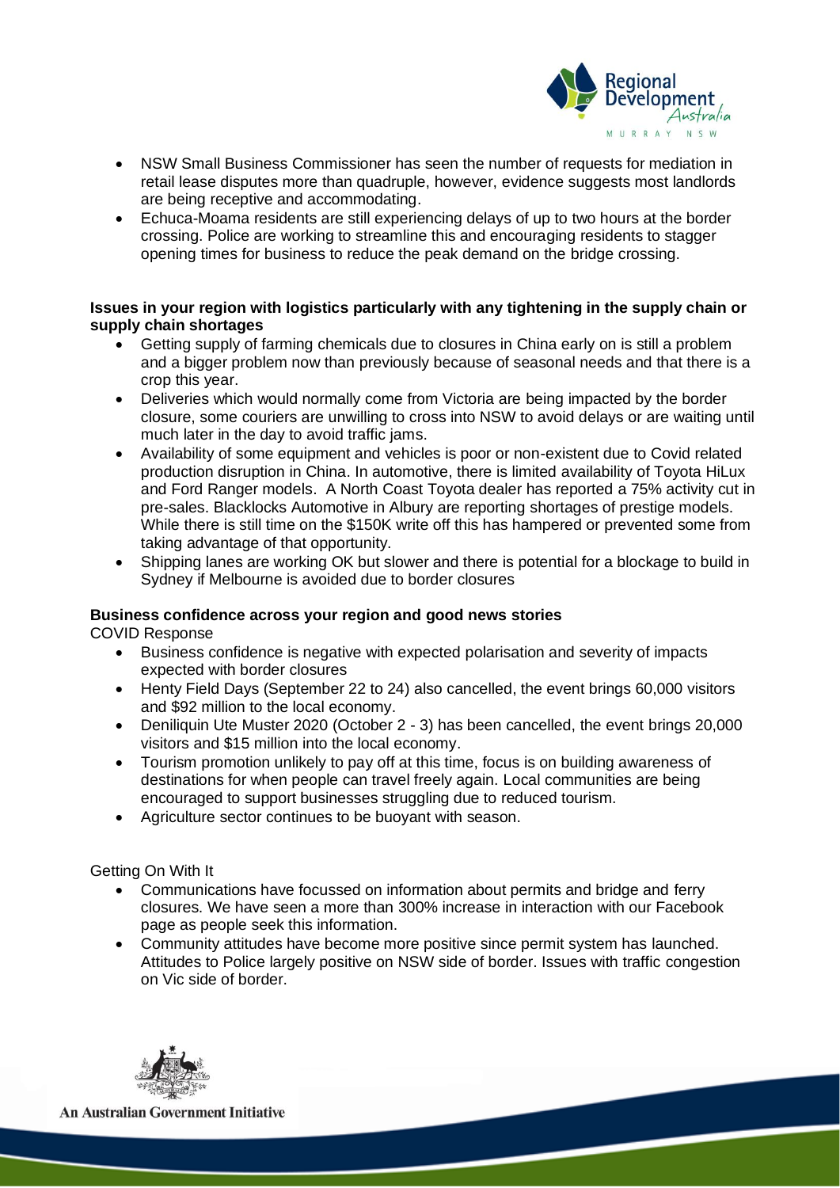- NSW Small Business Commissioner has seen the number of requests for mediation in retail lease disputes more than quadruple, however, evidence suggests most landlords are being receptive and accommodating.
- Echuca-Moama residents are still experiencing delays of up to two hours at the border crossing. Police are working to streamline this and encouraging residents to stagger opening times for business to reduce the peak demand on the bridge crossing.

**Issues in your region with logistics particularly with any tightening in the supply chain or supply chain shortages**

- Getting supply of farming chemicals due to closures in China early on is still a problem and a bigger problem now than previously because of seasonal needs and that there is a crop this year.
- Deliveries which would normally come from Victoria are being impacted by the border closure, some couriers are unwilling to cross into NSW to avoid delays or are waiting until much later in the day to avoid traffic jams.
- Availability of some equipment and vehicles is poor or non-existent due to Covid related production disruption in China. In automotive, there is limited availability of Toyota HiLux and Ford Ranger models. A North Coast Toyota dealer has reported a 75% activity cut in pre-sales. Blacklocks Automotive in Albury are reporting shortages of prestige models. While there is still time on the $150K write off this has hampered or prevented some from taking advantage of that opportunity.
- Shipping lanes are working OK but slower and there is potential for a blockage to build in Sydney if Melbourne is avoided due to border closures

**Business confidence across your region and good news stories**

COVID Response

- Business confidence is negative with expected polarisation and severity of impacts expected with border closures
- Henty Field Days (September 22 to 24) also cancelled, the event brings 60,000 visitors and $92 million to the local economy.
- Deniliquin Ute Muster 2020 (October 2 - 3) has been cancelled, the event brings 20,000 visitors and $15 million into the local economy.
- Tourism promotion unlikely to pay off at this time, focus is on building awareness of destinations for when people can travel freely again. Local communities are being encouraged to support businesses struggling due to reduced tourism.
- Agriculture sector continues to be buoyant with season.

Getting On With It

- Communications have focussed on information about permits and bridge and ferry closures. We have seen a more than 300% increase in interaction with our Facebook page as people seek this information.
- Community attitudes have become more positive since permit system has launched. Attitudes to Police largely positive on NSW side of border. Issues with traffic congestion on Vic side of border.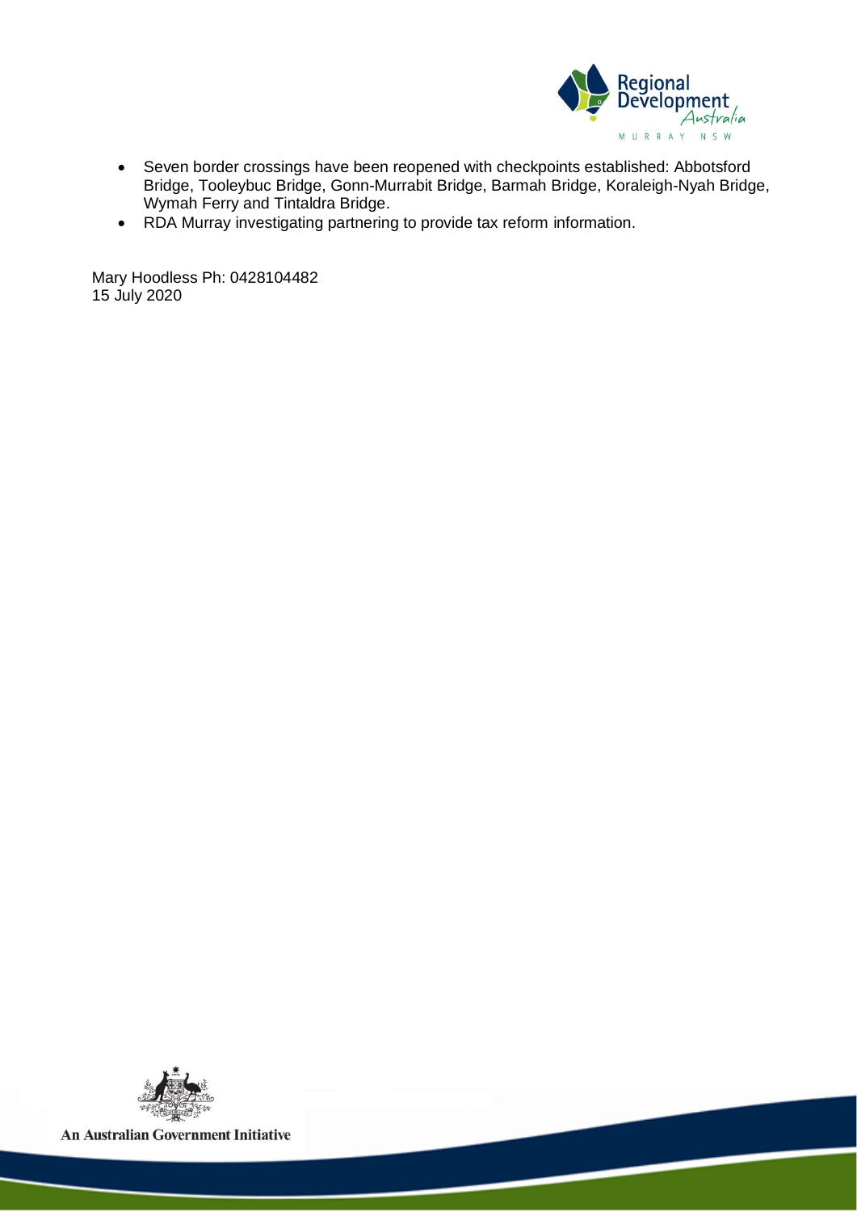- Seven border crossings have been reopened with checkpoints established: Abbotsford Bridge, Tooleybuc Bridge, Gonn-Murrabit Bridge, Barmah Bridge, Koraleigh-Nyah Bridge, Wymah Ferry and Tintaldra Bridge.
- RDA Murray investigating partnering to provide tax reform information.

Mary Hoodless Ph: 0428104482
15 July 2020